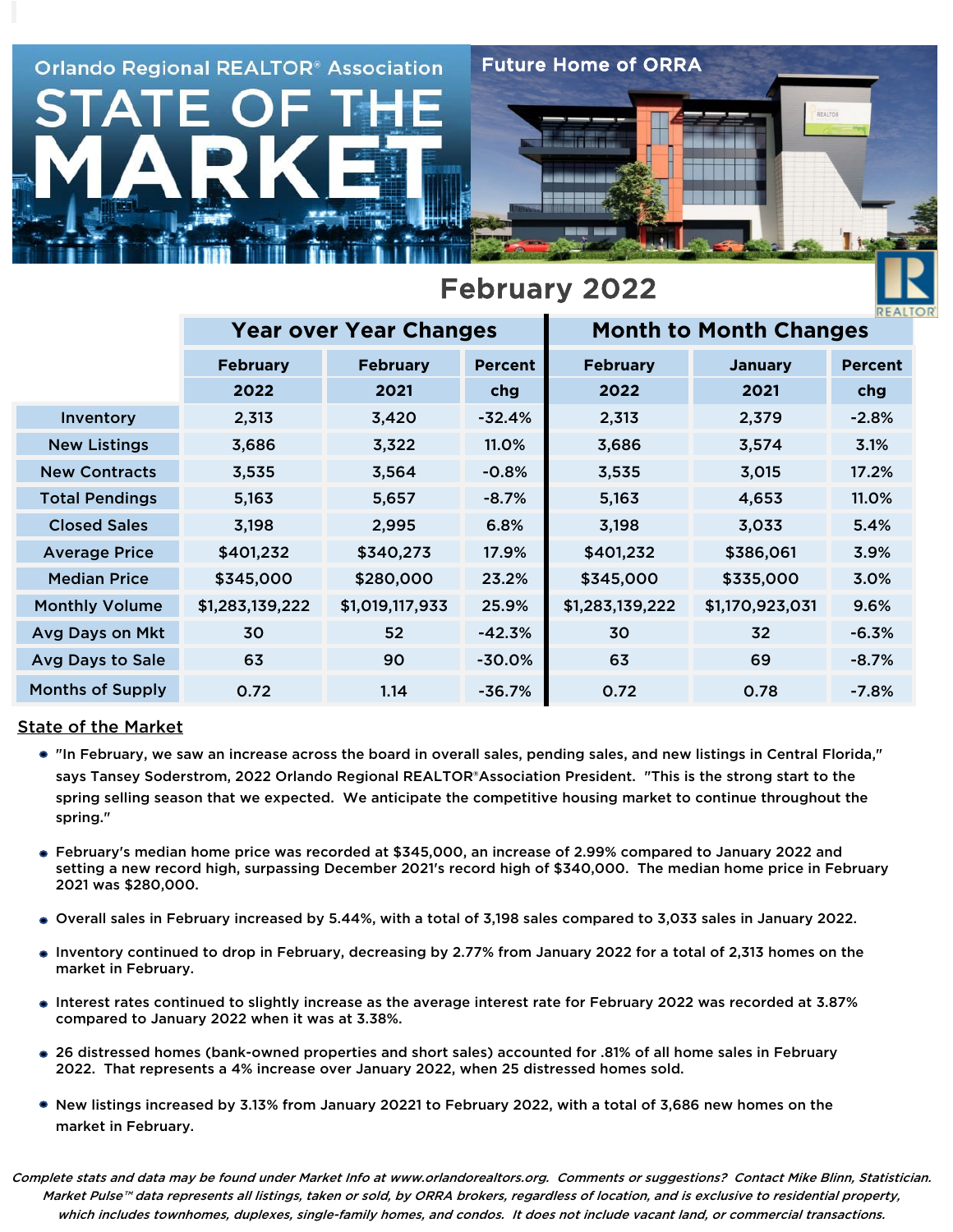Orlando Regional REALTOR® Association

# STATE OF THE MARKET

Future Home of ORRA

## February 2022

| | Year over Year Changes | | | Month to Month Changes | | |
|---|---|---|---|---|---|---|
| | February 2022 | February 2021 | Percent chg | February 2022 | January 2021 | Percent chg |
| Inventory | 2,313 | 3,420 | -32.4% | 2,313 | 2,379 | -2.8% |
| New Listings | 3,686 | 3,322 | 11.0% | 3,686 | 3,574 | 3.1% |
| New Contracts | 3,535 | 3,564 | -0.8% | 3,535 | 3,015 | 17.2% |
| Total Pendings | 5,163 | 5,657 | -8.7% | 5,163 | 4,653 | 11.0% |
| Closed Sales | 3,198 | 2,995 | 6.8% | 3,198 | 3,033 | 5.4% |
| Average Price | $401,232 | $340,273 | 17.9% | $401,232 | $386,061 | 3.9% |
| Median Price | $345,000 | $280,000 | 23.2% | $345,000 | $335,000 | 3.0% |
| Monthly Volume | $1,283,139,222 | $1,019,117,933 | 25.9% | $1,283,139,222 | $1,170,923,031 | 9.6% |
| Avg Days on Mkt | 30 | 52 | -42.3% | 30 | 32 | -6.3% |
| Avg Days to Sale | 63 | 90 | -30.0% | 63 | 69 | -8.7% |
| Months of Supply | 0.72 | 1.14 | -36.7% | 0.72 | 0.78 | -7.8% |

### State of the Market

- "In February, we saw an increase across the board in overall sales, pending sales, and new listings in Central Florida," says Tansey Soderstrom, 2022 Orlando Regional REALTOR® Association President. "This is the strong start to the spring selling season that we expected. We anticipate the competitive housing market to continue throughout the spring."
- February's median home price was recorded at $345,000, an increase of 2.99% compared to January 2022 and setting a new record high, surpassing December 2021's record high of $340,000. The median home price in February 2021 was $280,000.
- Overall sales in February increased by 5.44%, with a total of 3,198 sales compared to 3,033 sales in January 2022.
- Inventory continued to drop in February, decreasing by 2.77% from January 2022 for a total of 2,313 homes on the market in February.
- Interest rates continued to slightly increase as the average interest rate for February 2022 was recorded at 3.87% compared to January 2022 when it was at 3.38%.
- 26 distressed homes (bank-owned properties and short sales) accounted for .81% of all home sales in February 2022. That represents a 4% increase over January 2022, when 25 distressed homes sold.
- New listings increased by 3.13% from January 20221 to February 2022, with a total of 3,686 new homes on the market in February.

*Complete stats and data may be found under Market Info at www.orlandorealtors.org. Comments or suggestions? Contact Mike Blinn, Statistician. Market Pulse™ data represents all listings, taken or sold, by ORRA brokers, regardless of location, and is exclusive to residential property, which includes townhomes, duplexes, single-family homes, and condos. It does not include vacant land, or commercial transactions.*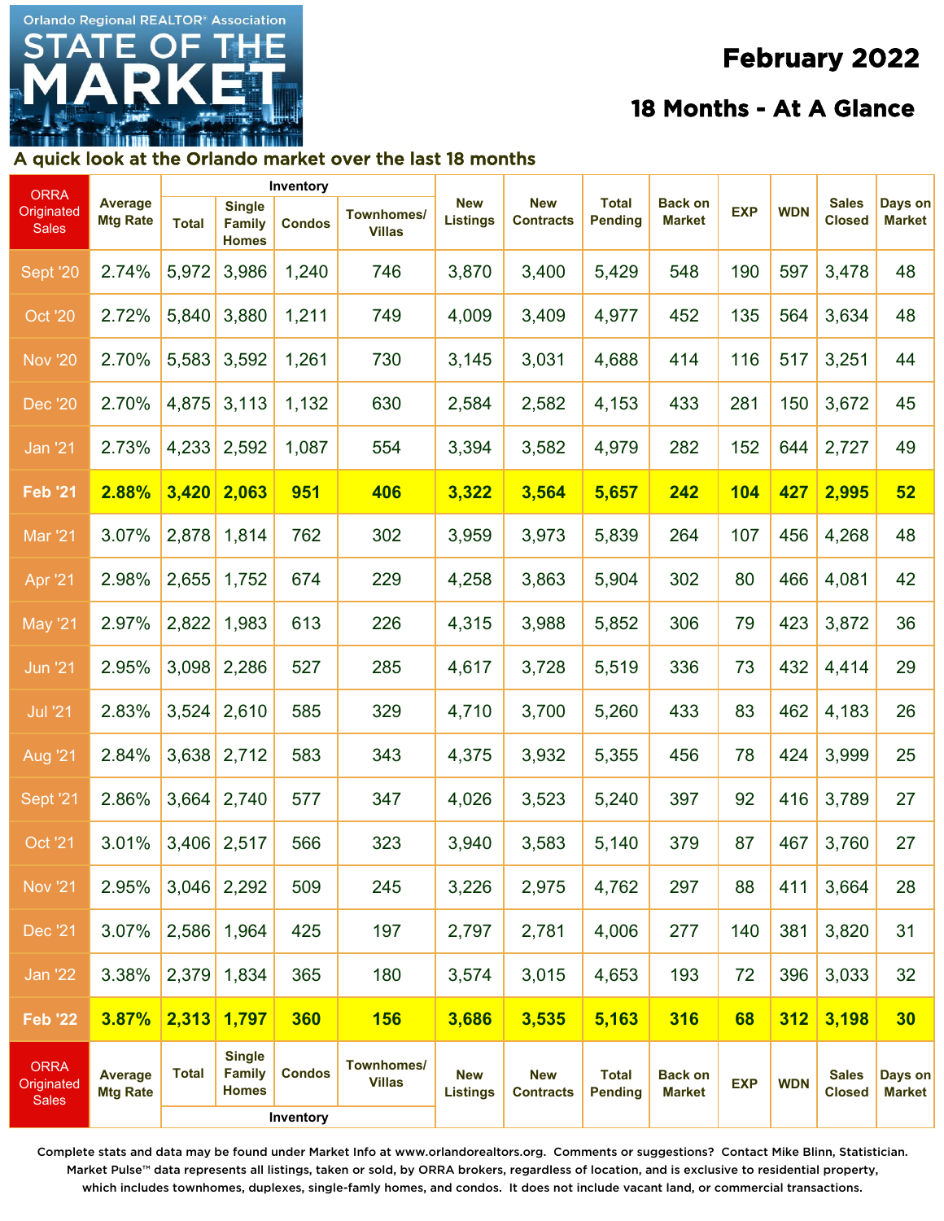# Orlando Regional REALTOR® Association STATE OF THE MARKET

## February 2022

## 18 Months - At A Glance

### A quick look at the Orlando market over the last 18 months

| ORRA Originated Sales | Average Mtg Rate | Inventory | | | | New Listings | New Contracts | Total Pending | Back on Market | EXP | WDN | Sales Closed | Days on Market |
|---|---|---|---|---|---|---|---|---|---|---|---|---|---|
| | | Total | Single Family Homes | Condos | Townhomes/ Villas | | | | | | | | |
| Sept '20 | 2.74% | 5,972 | 3,986 | 1,240 | 746 | 3,870 | 3,400 | 5,429 | 548 | 190 | 597 | 3,478 | 48 |
| Oct '20 | 2.72% | 5,840 | 3,880 | 1,211 | 749 | 4,009 | 3,409 | 4,977 | 452 | 135 | 564 | 3,634 | 48 |
| Nov '20 | 2.70% | 5,583 | 3,592 | 1,261 | 730 | 3,145 | 3,031 | 4,688 | 414 | 116 | 517 | 3,251 | 44 |
| Dec '20 | 2.70% | 4,875 | 3,113 | 1,132 | 630 | 2,584 | 2,582 | 4,153 | 433 | 281 | 150 | 3,672 | 45 |
| Jan '21 | 2.73% | 4,233 | 2,592 | 1,087 | 554 | 3,394 | 3,582 | 4,979 | 282 | 152 | 644 | 2,727 | 49 |
| **Feb '21** | **2.88%** | **3,420** | **2,063** | **951** | **406** | **3,322** | **3,564** | **5,657** | **242** | **104** | **427** | **2,995** | **52** |
| Mar '21 | 3.07% | 2,878 | 1,814 | 762 | 302 | 3,959 | 3,973 | 5,839 | 264 | 107 | 456 | 4,268 | 48 |
| Apr '21 | 2.98% | 2,655 | 1,752 | 674 | 229 | 4,258 | 3,863 | 5,904 | 302 | 80 | 466 | 4,081 | 42 |
| May '21 | 2.97% | 2,822 | 1,983 | 613 | 226 | 4,315 | 3,988 | 5,852 | 306 | 79 | 423 | 3,872 | 36 |
| Jun '21 | 2.95% | 3,098 | 2,286 | 527 | 285 | 4,617 | 3,728 | 5,519 | 336 | 73 | 432 | 4,414 | 29 |
| Jul '21 | 2.83% | 3,524 | 2,610 | 585 | 329 | 4,710 | 3,700 | 5,260 | 433 | 83 | 462 | 4,183 | 26 |
| Aug '21 | 2.84% | 3,638 | 2,712 | 583 | 343 | 4,375 | 3,932 | 5,355 | 456 | 78 | 424 | 3,999 | 25 |
| Sept '21 | 2.86% | 3,664 | 2,740 | 577 | 347 | 4,026 | 3,523 | 5,240 | 397 | 92 | 416 | 3,789 | 27 |
| Oct '21 | 3.01% | 3,406 | 2,517 | 566 | 323 | 3,940 | 3,583 | 5,140 | 379 | 87 | 467 | 3,760 | 27 |
| Nov '21 | 2.95% | 3,046 | 2,292 | 509 | 245 | 3,226 | 2,975 | 4,762 | 297 | 88 | 411 | 3,664 | 28 |
| Dec '21 | 3.07% | 2,586 | 1,964 | 425 | 197 | 2,797 | 2,781 | 4,006 | 277 | 140 | 381 | 3,820 | 31 |
| Jan '22 | 3.38% | 2,379 | 1,834 | 365 | 180 | 3,574 | 3,015 | 4,653 | 193 | 72 | 396 | 3,033 | 32 |
| **Feb '22** | **3.87%** | **2,313** | **1,797** | **360** | **156** | **3,686** | **3,535** | **5,163** | **316** | **68** | **312** | **3,198** | **30** |

Complete stats and data may be found under Market Info at www.orlandorealtors.org. Comments or suggestions? Contact Mike Blinn, Statistician. Market Pulse™ data represents all listings, taken or sold, by ORRA brokers, regardless of location, and is exclusive to residential property, which includes townhomes, duplexes, single-family homes, and condos. It does not include vacant land, or commercial transactions.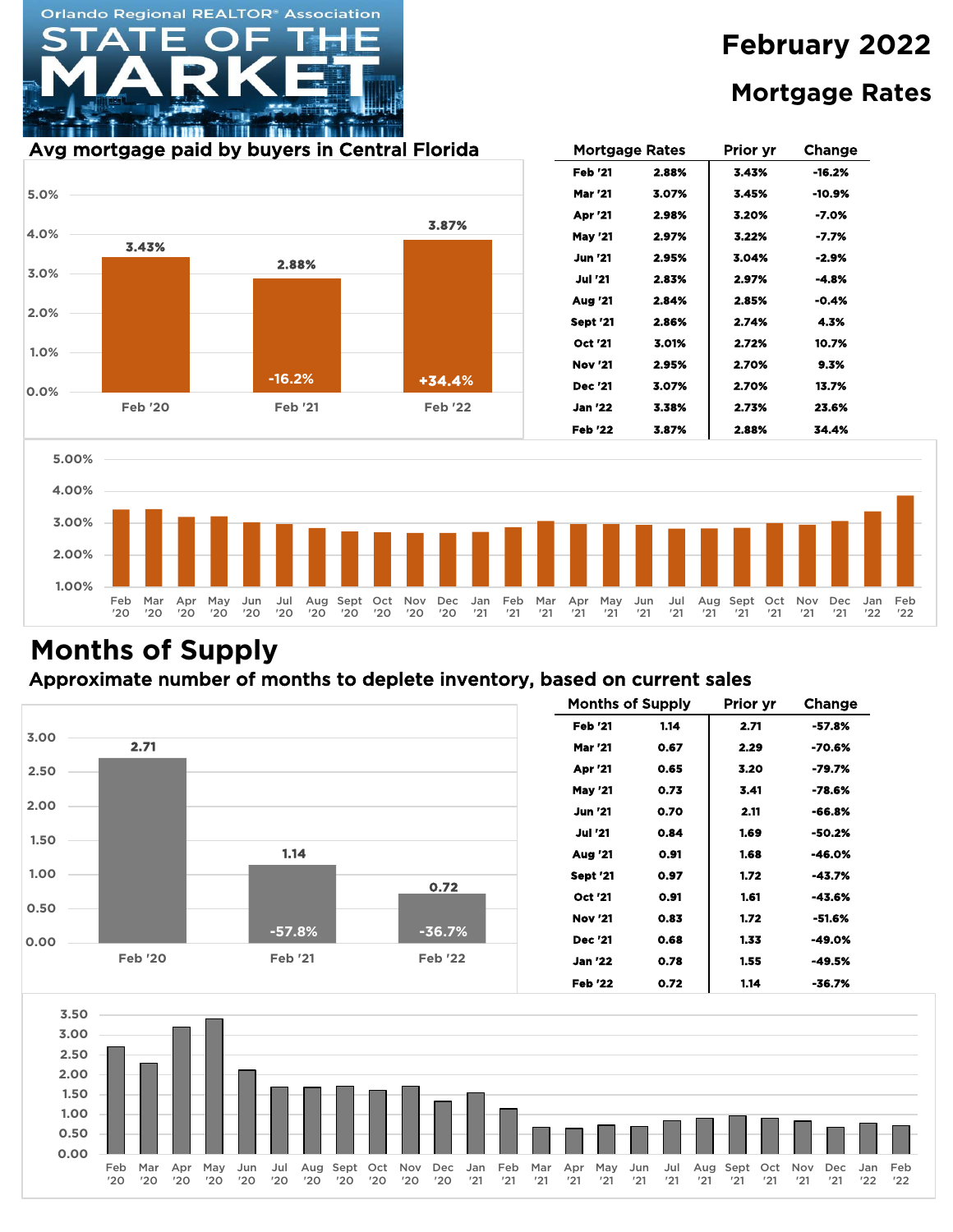# Orlando Regional REALTOR® Association STATE OF THE MARKET

## February 2022

## Mortgage Rates

### Avg mortgage paid by buyers in Central Florida

| | Feb '20 | Feb '21 | Feb '22 |
|---|---|---|---|
| Rate | 3.43% | 2.88% | 3.87% |
| Change | | -16.2% | +34.4% |

| Mortgage Rates | | Prior yr | Change |
|---|---|---|---|
| Feb '21 | 2.88% | 3.43% | -16.2% |
| Mar '21 | 3.07% | 3.45% | -10.9% |
| Apr '21 | 2.98% | 3.20% | -7.0% |
| May '21 | 2.97% | 3.22% | -7.7% |
| Jun '21 | 2.95% | 3.04% | -2.9% |
| Jul '21 | 2.83% | 2.97% | -4.8% |
| Aug '21 | 2.84% | 2.85% | -0.4% |
| Sept '21 | 2.86% | 2.74% | 4.3% |
| Oct '21 | 3.01% | 2.72% | 10.7% |
| Nov '21 | 2.95% | 2.70% | 9.3% |
| Dec '21 | 3.07% | 2.70% | 13.7% |
| Jan '22 | 3.38% | 2.73% | 23.6% |
| Feb '22 | 3.87% | 2.88% | 34.4% |

## Months of Supply

### Approximate number of months to deplete inventory, based on current sales

| | Feb '20 | Feb '21 | Feb '22 |
|---|---|---|---|
| Months of Supply | 2.71 | 1.14 | 0.72 |
| Change | | -57.8% | -36.7% |

| Months of Supply | | Prior yr | Change |
|---|---|---|---|
| Feb '21 | 1.14 | 2.71 | -57.8% |
| Mar '21 | 0.67 | 2.29 | -70.6% |
| Apr '21 | 0.65 | 3.20 | -79.7% |
| May '21 | 0.73 | 3.41 | -78.6% |
| Jun '21 | 0.70 | 2.11 | -66.8% |
| Jul '21 | 0.84 | 1.69 | -50.2% |
| Aug '21 | 0.91 | 1.68 | -46.0% |
| Sept '21 | 0.97 | 1.72 | -43.7% |
| Oct '21 | 0.91 | 1.61 | -43.6% |
| Nov '21 | 0.83 | 1.72 | -51.6% |
| Dec '21 | 0.68 | 1.33 | -49.0% |
| Jan '22 | 0.78 | 1.55 | -49.5% |
| Feb '22 | 0.72 | 1.14 | -36.7% |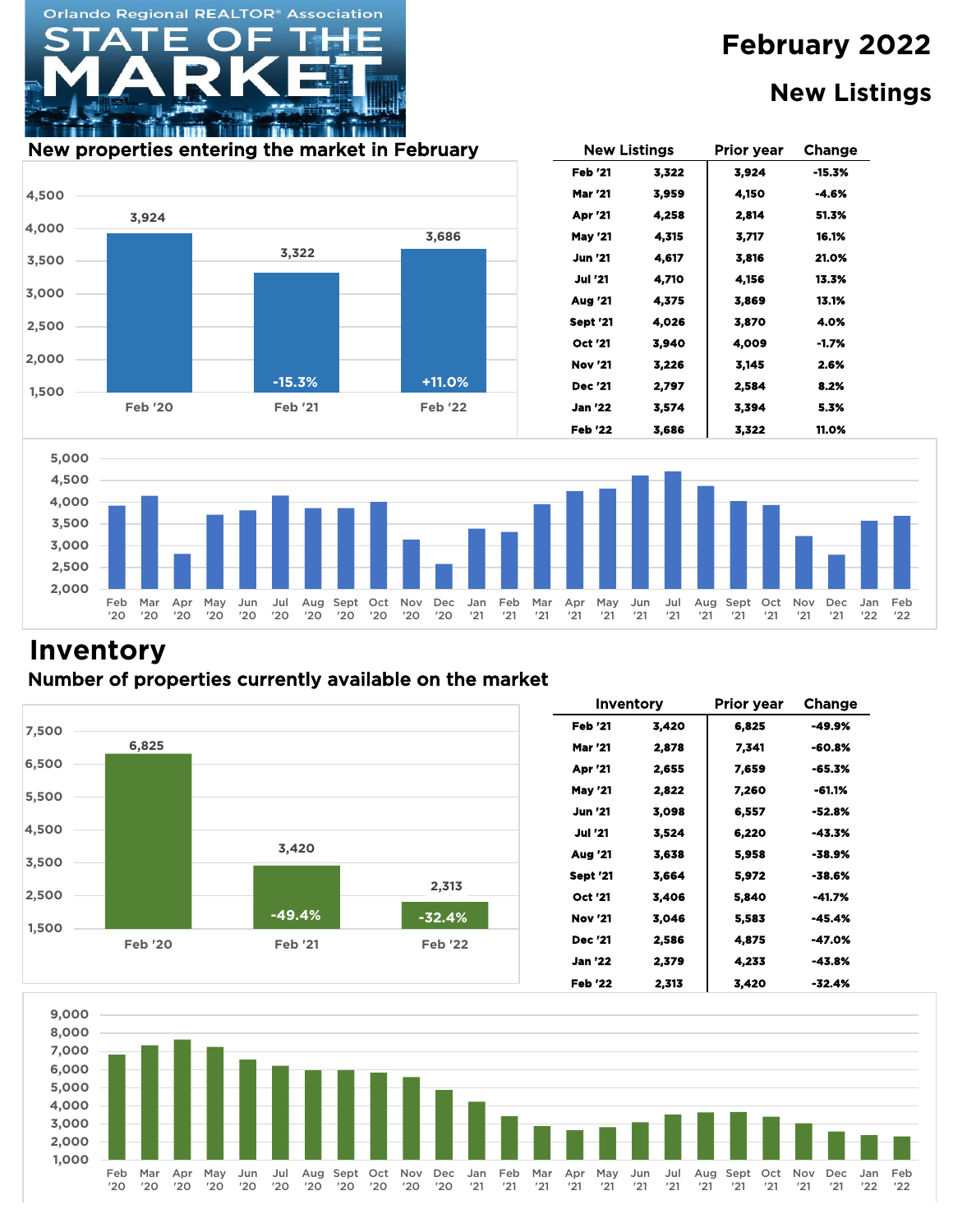Orlando Regional REALTOR® Association

# STATE OF THE MARKET

## February 2022

## New Listings

### New properties entering the market in February

| | Feb '20 | Feb '21 | Feb '22 |
|---|---|---|---|
| New Listings | 3,924 | 3,322 | 3,686 |
| Change | | -15.3% | +11.0% |

| New Listings | | Prior year | Change |
|---|---|---|---|
| Feb '21 | 3,322 | 3,924 | -15.3% |
| Mar '21 | 3,959 | 4,150 | -4.6% |
| Apr '21 | 4,258 | 2,814 | 51.3% |
| May '21 | 4,315 | 3,717 | 16.1% |
| Jun '21 | 4,617 | 3,816 | 21.0% |
| Jul '21 | 4,710 | 4,156 | 13.3% |
| Aug '21 | 4,375 | 3,869 | 13.1% |
| Sept '21 | 4,026 | 3,870 | 4.0% |
| Oct '21 | 3,940 | 4,009 | -1.7% |
| Nov '21 | 3,226 | 3,145 | 2.6% |
| Dec '21 | 2,797 | 2,584 | 8.2% |
| Jan '22 | 3,574 | 3,394 | 5.3% |
| Feb '22 | 3,686 | 3,322 | 11.0% |

# Inventory

### Number of properties currently available on the market

| | Feb '20 | Feb '21 | Feb '22 |
|---|---|---|---|
| Inventory | 6,825 | 3,420 | 2,313 |
| Change | | -49.4% | -32.4% |

| Inventory | | Prior year | Change |
|---|---|---|---|
| Feb '21 | 3,420 | 6,825 | -49.9% |
| Mar '21 | 2,878 | 7,341 | -60.8% |
| Apr '21 | 2,655 | 7,659 | -65.3% |
| May '21 | 2,822 | 7,260 | -61.1% |
| Jun '21 | 3,098 | 6,557 | -52.8% |
| Jul '21 | 3,524 | 6,220 | -43.3% |
| Aug '21 | 3,638 | 5,958 | -38.9% |
| Sept '21 | 3,664 | 5,972 | -38.6% |
| Oct '21 | 3,406 | 5,840 | -41.7% |
| Nov '21 | 3,046 | 5,583 | -45.4% |
| Dec '21 | 2,586 | 4,875 | -47.0% |
| Jan '22 | 2,379 | 4,233 | -43.8% |
| Feb '22 | 2,313 | 3,420 | -32.4% |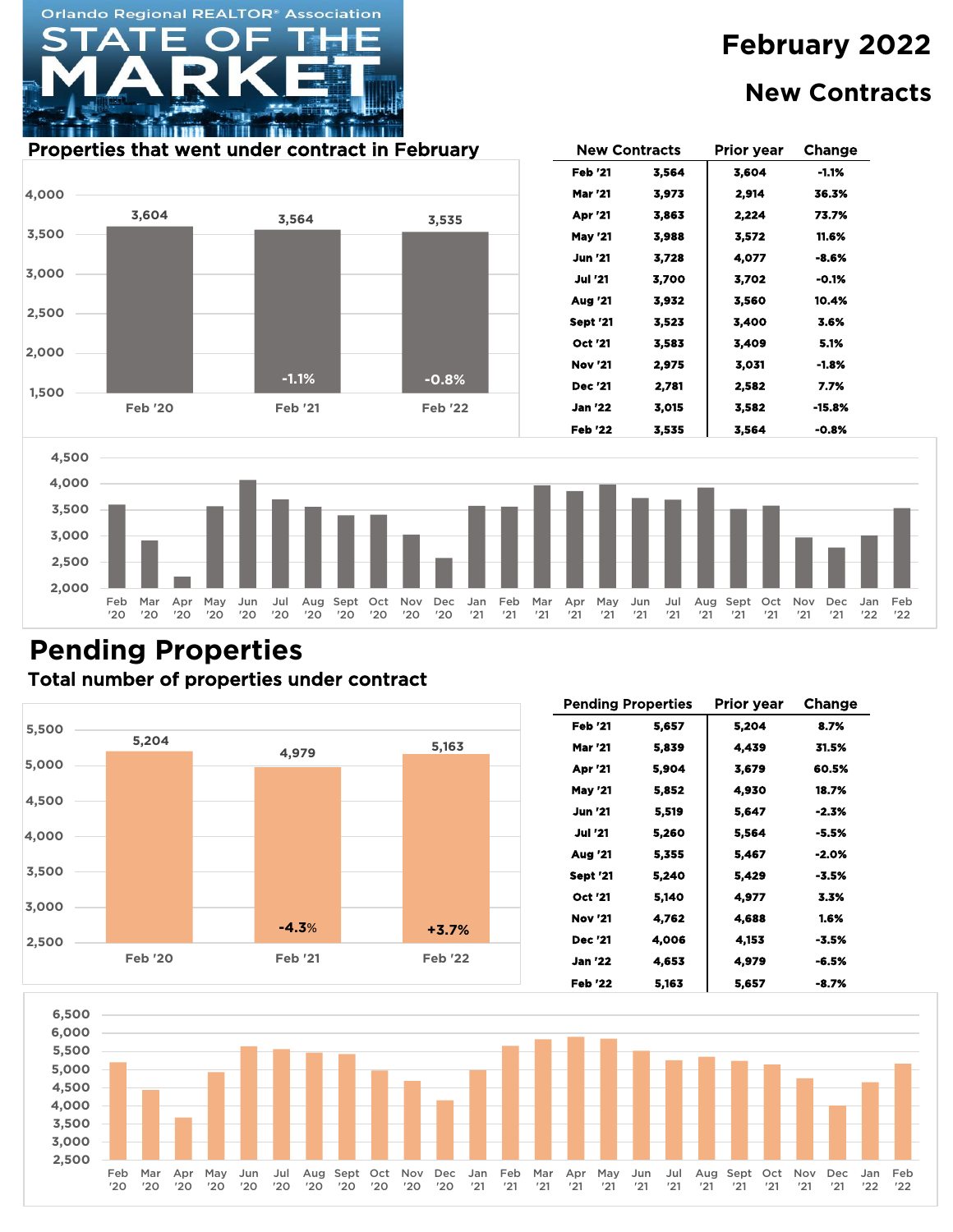Orlando Regional REALTOR® Association

# STATE OF THE MARKET

## February 2022

## New Contracts

### Properties that went under contract in February

| | Feb '20 | Feb '21 | Feb '22 |
|---|---|---|---|
| Properties under contract | 3,604 | 3,564 | 3,535 |
| Change | | -1.1% | -0.8% |

| New Contracts | | Prior year | Change |
|---|---|---|---|
| Feb '21 | 3,564 | 3,604 | -1.1% |
| Mar '21 | 3,973 | 2,914 | 36.3% |
| Apr '21 | 3,863 | 2,224 | 73.7% |
| May '21 | 3,988 | 3,572 | 11.6% |
| Jun '21 | 3,728 | 4,077 | -8.6% |
| Jul '21 | 3,700 | 3,702 | -0.1% |
| Aug '21 | 3,932 | 3,560 | 10.4% |
| Sept '21 | 3,523 | 3,400 | 3.6% |
| Oct '21 | 3,583 | 3,409 | 5.1% |
| Nov '21 | 2,975 | 3,031 | -1.8% |
| Dec '21 | 2,781 | 2,582 | 7.7% |
| Jan '22 | 3,015 | 3,582 | -15.8% |
| Feb '22 | 3,535 | 3,564 | -0.8% |

## Pending Properties

### Total number of properties under contract

| | Feb '20 | Feb '21 | Feb '22 |
|---|---|---|---|
| Pending properties | 5,204 | 4,979 | 5,163 |
| Change | | -4.3% | +3.7% |

| Pending Properties | | Prior year | Change |
|---|---|---|---|
| Feb '21 | 5,657 | 5,204 | 8.7% |
| Mar '21 | 5,839 | 4,439 | 31.5% |
| Apr '21 | 5,904 | 3,679 | 60.5% |
| May '21 | 5,852 | 4,930 | 18.7% |
| Jun '21 | 5,519 | 5,647 | -2.3% |
| Jul '21 | 5,260 | 5,564 | -5.5% |
| Aug '21 | 5,355 | 5,467 | -2.0% |
| Sept '21 | 5,240 | 5,429 | -3.5% |
| Oct '21 | 5,140 | 4,977 | 3.3% |
| Nov '21 | 4,762 | 4,688 | 1.6% |
| Dec '21 | 4,006 | 4,153 | -3.5% |
| Jan '22 | 4,653 | 4,979 | -6.5% |
| Feb '22 | 5,163 | 5,657 | -8.7% |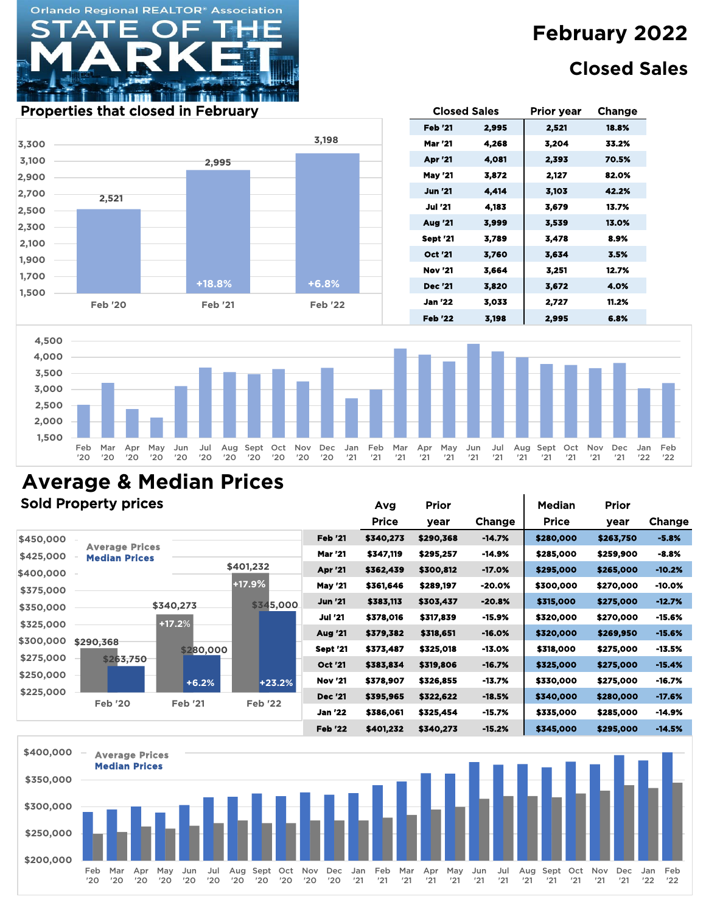Orlando Regional REALTOR® Association

# STATE OF THE MARKET

# February 2022

## Closed Sales

### Properties that closed in February

3,300
3,100
2,900
2,700
2,500
2,300
2,100
1,900
1,700
1,500

2,521 — Feb '20
2,995 — Feb '21 — +18.8%
3,198 — Feb '22 — +6.8%

| | Closed Sales | Prior year | Change |
|---|---|---|---|
| Feb '21 | 2,995 | 2,521 | 18.8% |
| Mar '21 | 4,268 | 3,204 | 33.2% |
| Apr '21 | 4,081 | 2,393 | 70.5% |
| May '21 | 3,872 | 2,127 | 82.0% |
| Jun '21 | 4,414 | 3,103 | 42.2% |
| Jul '21 | 4,183 | 3,679 | 13.7% |
| Aug '21 | 3,999 | 3,539 | 13.0% |
| Sept '21 | 3,789 | 3,478 | 8.9% |
| Oct '21 | 3,760 | 3,634 | 3.5% |
| Nov '21 | 3,664 | 3,251 | 12.7% |
| Dec '21 | 3,820 | 3,672 | 4.0% |
| Jan '22 | 3,033 | 2,727 | 11.2% |
| Feb '22 | 3,198 | 2,995 | 6.8% |

4,500
4,000
3,500
3,000
2,500
2,000
1,500

Feb '20, Mar '20, Apr '20, May '20, Jun '20, Jul '20, Aug '20, Sept '20, Oct '20, Nov '20, Dec '20, Jan '21, Feb '21, Mar '21, Apr '21, May '21, Jun '21, Jul '21, Aug '21, Sept '21, Oct '21, Nov '21, Dec '21, Jan '22, Feb '22

# Average & Median Prices

### Sold Property prices

Average Prices
Median Prices

$450,000
$425,000
$400,000
$375,000
$350,000
$325,000
$300,000
$275,000
$250,000
$225,000

Feb '20: $290,368 / $263,750
Feb '21: $340,273 (+17.2%) / $280,000 (+6.2%)
Feb '22: $401,232 (+17.9%) / $345,000 (+23.2%)

| | Avg Price | Prior year | Change | Median Price | Prior year | Change |
|---|---|---|---|---|---|---|
| Feb '21 | $340,273 | $290,368 | -14.7% | $280,000 | $263,750 | -5.8% |
| Mar '21 | $347,119 | $295,257 | -14.9% | $285,000 | $259,900 | -8.8% |
| Apr '21 | $362,439 | $300,812 | -17.0% | $295,000 | $265,000 | -10.2% |
| May '21 | $361,646 | $289,197 | -20.0% | $300,000 | $270,000 | -10.0% |
| Jun '21 | $383,113 | $303,437 | -20.8% | $315,000 | $275,000 | -12.7% |
| Jul '21 | $378,016 | $317,839 | -15.9% | $320,000 | $270,000 | -15.6% |
| Aug '21 | $379,382 | $318,651 | -16.0% | $320,000 | $269,950 | -15.6% |
| Sept '21 | $373,487 | $325,018 | -13.0% | $318,000 | $275,000 | -13.5% |
| Oct '21 | $383,834 | $319,806 | -16.7% | $325,000 | $275,000 | -15.4% |
| Nov '21 | $378,907 | $326,855 | -13.7% | $330,000 | $275,000 | -16.7% |
| Dec '21 | $395,965 | $322,622 | -18.5% | $340,000 | $280,000 | -17.6% |
| Jan '22 | $386,061 | $325,454 | -15.7% | $335,000 | $285,000 | -14.9% |
| Feb '22 | $401,232 | $340,273 | -15.2% | $345,000 | $295,000 | -14.5% |

Average Prices
Median Prices

$400,000
$350,000
$300,000
$250,000
$200,000

Feb '20, Mar '20, Apr '20, May '20, Jun '20, Jul '20, Aug '20, Sept '20, Oct '20, Nov '20, Dec '20, Jan '21, Feb '21, Mar '21, Apr '21, May '21, Jun '21, Jul '21, Aug '21, Sept '21, Oct '21, Nov '21, Dec '21, Jan '22, Feb '22